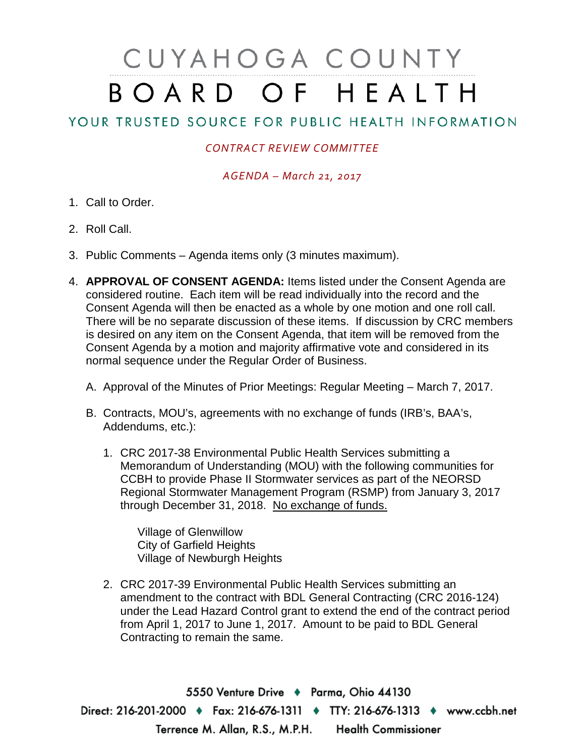# CUYAHOGA COUNTY BOARD OF HEALTH

## YOUR TRUSTED SOURCE FOR PUBLIC HEALTH INFORMATION

*CONTRACT REVIEW COMMITTEE*

*AGENDA – March 21, 2017*

1. Call to Order.

2. Roll Call.

3. Public Comments – Agenda items only (3 minutes maximum).

4. **APPROVAL OF CONSENT AGENDA:** Items listed under the Consent Agenda are considered routine. Each item will be read individually into the record and the Consent Agenda will then be enacted as a whole by one motion and one roll call. There will be no separate discussion of these items. If discussion by CRC members is desired on any item on the Consent Agenda, that item will be removed from the Consent Agenda by a motion and majority affirmative vote and considered in its normal sequence under the Regular Order of Business.

   A. Approval of the Minutes of Prior Meetings: Regular Meeting – March 7, 2017.

   B. Contracts, MOU's, agreements with no exchange of funds (IRB's, BAA's, Addendums, etc.):

      1. CRC 2017-38 Environmental Public Health Services submitting a Memorandum of Understanding (MOU) with the following communities for CCBH to provide Phase II Stormwater services as part of the NEORSD Regional Stormwater Management Program (RSMP) from January 3, 2017 through December 31, 2018. <u>No exchange of funds.</u>

         Village of Glenwillow
         City of Garfield Heights
         Village of Newburgh Heights

      2. CRC 2017-39 Environmental Public Health Services submitting an amendment to the contract with BDL General Contracting (CRC 2016-124) under the Lead Hazard Control grant to extend the end of the contract period from April 1, 2017 to June 1, 2017. Amount to be paid to BDL General Contracting to remain the same.

5550 Venture Drive ♦ Parma, Ohio 44130
Direct: 216-201-2000 ♦ Fax: 216-676-1311 ♦ TTY: 216-676-1313 ♦ www.ccbh.net
Terrence M. Allan, R.S., M.P.H. Health Commissioner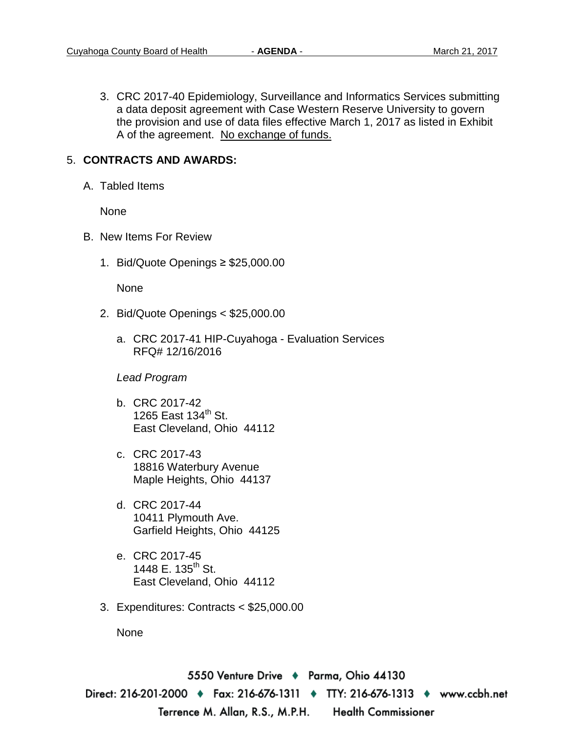3. CRC 2017-40 Epidemiology, Surveillance and Informatics Services submitting a data deposit agreement with Case Western Reserve University to govern the provision and use of data files effective March 1, 2017 as listed in Exhibit A of the agreement. <u>No exchange of funds.</u>

5. **CONTRACTS AND AWARDS:**

   A. Tabled Items

      None

   B. New Items For Review

      1. Bid/Quote Openings ≥ $25,000.00

         None

      2. Bid/Quote Openings < $25,000.00

         a. CRC 2017-41 HIP-Cuyahoga - Evaluation Services
            RFQ# 12/16/2016

         *Lead Program*

         b. CRC 2017-42
            1265 East 134th St.
            East Cleveland, Ohio 44112

         c. CRC 2017-43
            18816 Waterbury Avenue
            Maple Heights, Ohio 44137

         d. CRC 2017-44
            10411 Plymouth Ave.
            Garfield Heights, Ohio 44125

         e. CRC 2017-45
            1448 E. 135th St.
            East Cleveland, Ohio 44112

      3. Expenditures: Contracts < $25,000.00

         None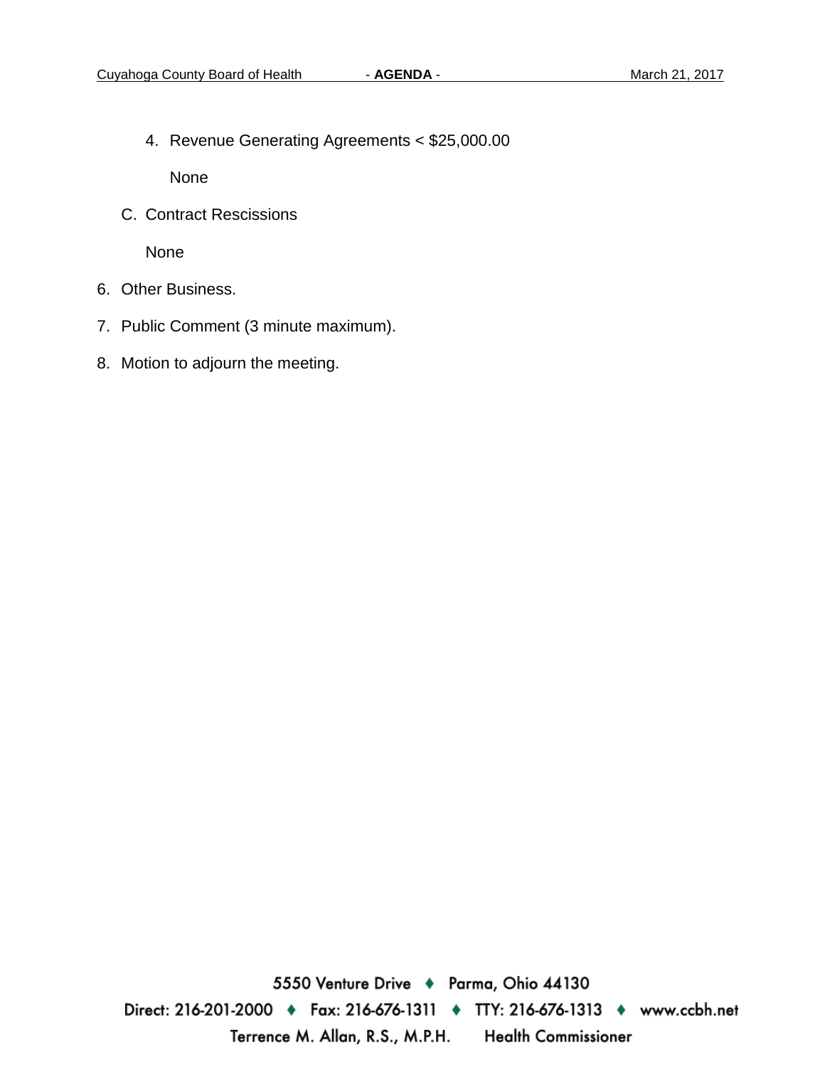4. Revenue Generating Agreements < $25,000.00

   None

C. Contract Rescissions

   None

6. Other Business.

7. Public Comment (3 minute maximum).

8. Motion to adjourn the meeting.